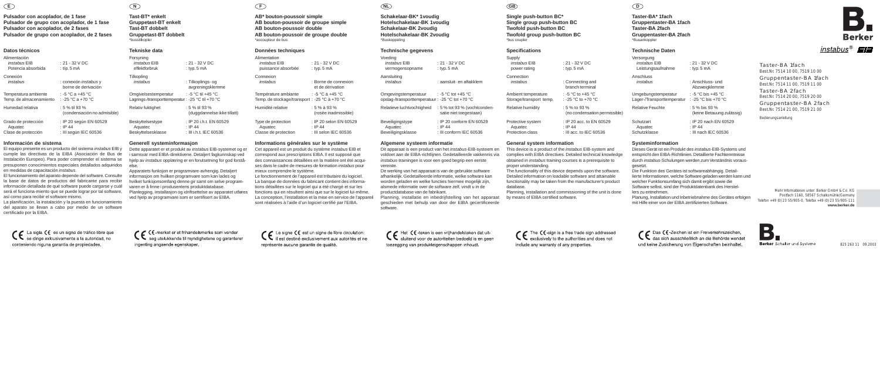(E)

**Pulsador con acoplador, de 1 fase**
**Pulsador de grupo con acoplador, de 1 fase**
**Pulsador con acoplador, de 2 fases**
**Pulsador de grupo con acoplador, de 2 fases**

## Datos técnicos

| | |
|---|---|
| Alimentación | |
| *instabus* EIB | : 21 - 32 V DC |
| Potencia absorbida | : típ. 5 mA |
| Conexión | |
| *instabus* | : conexión *instabus* y borne de derivación |
| Temperatura ambiente | : -5 °C a +45 °C |
| Temp. de almacenamiento | : -25 °C a +70 °C |
| Humedad relativa | : 5 % til 93 % (condensación no admisible) |
| Grado de protección | : IP 20 según EN 60529 |
| Aquatec | : IP 44 |
| Clase de protección | : III según IEC 60536 |

## Información de sistema

El equipo presente es un producto del sistema *instabus* EIB y cumple las directivas de la EIBA (Asociación de Bus de Instalación Europeo). Para poder comprender el sistema se presuponen conocimientos especiales detallados adquiridos en medidas de capacitación *instabus*.
El funcionamiento del aparato depende del software. Consulte la base de datos de productos del fabricante para recibir información detallada de qué software puede cargarse y cuál será el funciona-miento que se puede lograr por tal software, así como para recibir el software mismo.
La planificación, la instalación y la puesta en funcionamiento del aparato se llevan a cabo por medio de un software certificado por la EIBA.

CE La sigla CE es un signo de tráfico libre que se dirige exclusivamente a la autoridad, no conteniendo ninguna garantía de propiedades.

(N)

**Tast-BT\* enkelt**
**Gruppetast-BT enkelt**
**Tast-BT dobbelt**
**Gruppetast-BT dobbelt**
\*busstilkopler

## Tekniske data

| | |
|---|---|
| Forsyning | |
| *instabus* EIB | : 21 - 32 V DC |
| effektforbruk | : typ. 5 mA |
| Tilkopling | |
| *instabus* | : Tilkoplings- og avgreningsklemme |
| Omgivelsestemperatur | : -5 °C til +45 °C |
| Lagrings-/transporttemperatur | : -25 °C til +70 °C |
| Relativ fuktighet | : 5 % til 93 % (duggdannelse ikke tillatt) |
| Beskyttelsestype | : IP 20 i.h.t. EN 60529 |
| Aquatec | : IP 44 |
| Beskyttelsesklasse | : III i.h.t. IEC 60536 |

## Generell systeminformasjon

Dette apparatet er et produkt av *instabus* EIB-systemet og er i samsvar med EIBA-direktivene. Detaljert fagkunnskap ved hjelp av *instabus* opplæring er en forutsetning for god forståelse.
Apparatets funksjon er programvare-avhengig. Detaljert informasjon om hvilken programvare som kan lades og hvilket funksjonsomfang denne gir samt om selve programvaren er å finne i produsentens produktdatabase.
Planlegging, installasjon og idriftsettelse av apparatet utføres ved hjelp av programvare som er sertifisert av EIBA.

CE CE-merket er et frihandelsmerke som vender seg utelukkende til myndighetene og garanterer ingenting angående egenskaper.

(F)

**AB\* bouton-poussoir simple**
**AB bouton-poussoir de groupe simple**
**AB bouton-poussoir double**
**AB bouton-poussoir de groupe double**
\*accoupleur de bus

## Données techniques

| | |
|---|---|
| Alimentation | |
| *instabus* EIB | : 21 - 32 V DC |
| puissance absorbée | : typ. 5 mA |
| Connexion | |
| *instabus* | : Borne de connexion et de dérivation |
| Température ambiante | : -5 °C à +45 °C |
| Temp. de stockage/transport | : -25 °C à +70 °C |
| Humidité relative | : 5 % à 93 % (rosée inadmissible) |
| Type de protection | : IP 20 selon EN 60529 |
| Aquatec | : IP 44 |
| Classe de protection | : III selon IEC 60536 |

## Informations générales sur le système

Cet appareil est un produit du système *instabus* EIB et correspond aux prescriptions EIBA. Il est supposé que des connaissances détaillées en la matière ont été acquises dans le cadre de mesures de formation *instabus* pour mieux comprendre le système.
Le fonctionnement de l'appareil est tributaire du logiciel. La banque de données du fabricant contient des informations détaillées sur le logiciel qui a été chargé et sur les fonctions qui en résultent ainsi que sur le logiciel lui-même.
La conception, l'installation et la mise en service de l'appareil sont réalisées à l'aide d'un logiciel certifié par l'EIBA.

CE Le signe CE est un signe de libre circulation: il est destiné exclusivement aux autorités et ne représente aucune garantie de qualité.

(NL)

**Schakelaar-BK\* 1voudig**
**Hotelschakelaar-BK 1voudig**
**Schakelaar-BK 2voudig**
**Hotelschakelaar-BK 2voudig**
\*Buskoppeling

## Technische gegevens

| | |
|---|---|
| Voeding | |
| *instabus* EIB | : 21 - 32 V DC |
| vermogensopname | : typ. 5 mA |
| Aansluiting | |
| *instabus* | : aansluit- en aftakklem |
| Omgevingstemperatuur | : -5 °C tot +45 °C |
| opslag-/transporttemperatuur | : -25 °C tot +70 °C |
| Relatieve luchtvochtigheid | : 5 % tot 93 % (vochtcondensatie niet toegestaan) |
| Beveiligingstype | : IP 20 conform EN 60529 |
| Aquatec | : IP 44 |
| Beveiligingsklasse | : III conform IEC 60536 |

## Algemene systeem informatie

Dit apparaat is een product van het *instabus*-EIB-systeem en voldoet aan de EIBA-richtlijnen. Gedetailleerde vakkennis via *instabus*-trainingen is voor een goed begrip een eerste vereiste.
De werking van het apparaat is van de gebruikte software afhankelijk. Gedetailleerde informatie, welke software kan worden geladen en welke functies hiermee mogelijk zijn, alsmede informatie over de software zelf, vindt u in de productdatabase van de fabrikant.
Planning, installatie en inbedrijfstelling van het apparaat geschieden met behulp van door der EIBA gecertificeerde software.

CE Het CE-teken is een vrijhandelsteken dat uitsluitend voor de autoriteiten bedoeld is en geen toezegging van produkteigenschappen inhoudt.

(GB)

**Single push-button BC\***
**Single group push-button BC**
**Twofold push-button BC**
**Twofold group push-button BC**
\*bus coupler

## Specifications

| | |
|---|---|
| Supply | |
| *instabus* EIB | : 21 - 32 V DC |
| power rating | : typ. 5 mA |
| Connection | |
| *instabus* | : Connecting and branch terminal |
| Ambient temperature | : -5 °C to +45 °C |
| Storage/transport temp. | : -25 °C to +70 °C |
| Relative humidity | : 5 % to 93 % (no condensation permissible) |
| Protective system | : IP 20 acc. to EN 60529 |
| Aquatec | : IP 44 |
| Protection class | : III acc. to IEC 60536 |

## General system information

This device is a product of the *instabus* EIB-system and complies with EIBA directives. Detailed technical knowledge obtained in *instabus* training courses is a prerequisite to proper understanding.
The functionality of this device depends upon the software. Detailed information on loadable software and attainable functionality may be taken from the manufacturer's product database.
Planning, installation and commissioning of the unit is done by means of EIBA certified software.

CE The CE-sign is a free trade sign addressed exclusively to the authorities and does not include any warranty of any properties.

(D)

**Taster-BA\* 1fach**
**Gruppentaster-BA 1fach**
**Taster-BA 2fach**
**Gruppentaster-BA 2fach**
\*Busankoppler

## Technische Daten

| | |
|---|---|
| Versorgung | |
| *instabus* EIB | : 21 - 32 V DC |
| Leistungsaufnahme | : typ. 5 mA |
| Anschluss | |
| *instabus* | : Anschluss- und Abzweigklemme |
| Umgebungstemperatur | : -5 °C bis +45 °C |
| Lager-/Transporttemperatur | : -25 °C bis +70 °C |
| Relative Feuchte | : 5 % bis 93 % (keine Betauung zulässig) |
| Schutzart | : IP 20 nach EN 60529 |
| Aquatec | : IP 44 |
| Schutzklasse | : III nach IEC 60536 |

## Systeminformation

Dieses Gerät ist ein Produkt des *instabus*-EIB-Systems und entspricht den EIBA-Richtlinien. Detaillierte Fachkenntnisse durch *instabus*-Schulungen werden zum Verständnis vorausgesetzt.
Die Funktion des Gerätes ist softwareabhängig. Detaillierte Informationen, welche Software geladen werden kann und welcher Funktionsumfang sich damit ergibt sowie die Software selbst, sind der Produktdatenbank des Herstellers zu entnehmen.
Planung, Installation und Inbetriebnahme des Gerätes erfolgen mit Hilfe einer von der EIBA zertifizierten Software.

CE Das CE-Zeichen ist ein Freiverkehrszeichen, das sich ausschließlich an die Behörde wendet und keine Zusicherung von Eigenschaften beinhaltet.

**Berker**
*instabus®* EIB

Taster-BA 1fach
Best.Nr. 7514 10 00, 7519 10 00
Gruppentaster-BA 1fach
Best.Nr. 7514 11 00, 7519 11 00
Taster-BA 2fach
Best.Nr. 7514 20 00, 7519 20 00
Gruppentaster-BA 2fach
Best.Nr. 7514 21 00, 7519 21 00

Bedienungsanleitung

Mehr Informationen unter: Berker GmbH & Co. KG
Postfach 1160, 58567 Schalksmühle/Germany
Telefon +49 (0) 23 55/905-0, Telefax +49 (0) 23 55/905-111
**www.berker.de**

**Berker** Schalter und Systeme

825 263 11 09.2003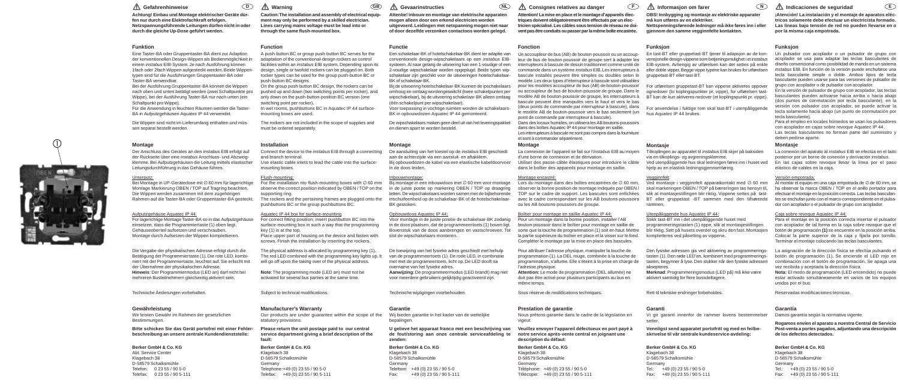## ⚠ Gefahrenhinweise (D)

**Achtung! Einbau und Montage elektrischer Geräte dürfen nur durch eine Elektrofachkraft erfolgen. Netzspannungsführende Leitungen dürfen nicht in oder durch die gleiche Up-Dose geführt werden.**

### Funktion

Eine Taster-BA oder Gruppentaster-BA dient zur Adaption der konventionellen Design-Wippen als Bedienmöglichkeit in einem *instabus* EIB-System. Je nach Ausführung können 1fach oder 2fach Wippen aufgesteckt werden. Beide Wippentypen sind für die Ausführungen Gruppentaster-BA oder Taster-BA verwendbar.

Bei der Ausführung Gruppentaster-BA können die Wippen nach oben und unten betätigt werden (zwei Schaltpunkte pro Wippe), bei der Ausführung Taster-BA nur nach unten (ein Schaltpunkt pro Wippe).

Für die Anwendung in feuchten Räumen werden die Taster-BA in Aufputzgehäusen Aquatec IP 44 verwendet.

Die Wippen sind nicht im Lieferumfang enthalten und müssen separat bestellt werden.

### Montage

Der Anschluss des Gerätes an den *instabus* EIB erfolgt auf der Rückseite über eine *instabus* Anschluss- und Abzweigklemme. Bei Aufputzgehäusen die Leitung mittels elastischer Leitungsdurchführung in das Gehäuse führen.

Unterputz:
Bei Montage in UP-Gerätedose mit ∅ 60 mm für lagerichtige Montage Markierung OBEN / TOP auf Tragring beachten. Die Wippen werden zusammen mit dem zugehörigen Rahmen auf die Taster-BA oder Gruppentaster-BA gesteckt.

Aufputzgehäuse Aquatec IP 44:
Für lagerichtige Montage Taster-BA so in das Aufputzgehäuse einsetzen, dass die Programmiertaste (1) oben liegt. Gehäuseoberteil aufsetzen und verschrauben. Montage durch Aufsetzen der Wippen komplettieren.

Die Vergabe der physikalischen Adresse erfolgt durch die Betätigung der Programmiertaste (1). Die rote LED, kombiniert mit der Programmiertaste, leuchtet auf. Sie erlischt mit der Übernahme der physikalischen Adresse.
**Hinweis**: Der Programmiermodus (LED an) darf nicht bei mehreren Busteilnehmern gleichzeitig aktiviert sein.

Technische Änderungen vorbehalten.

### Gewährleistung

Wir leisten Gewähr im Rahmen der gesetzlichen Bestimmungen.

**Bitte schicken Sie das Gerät portofrei mit einer Fehlerbeschreibung an unsere zentrale Kundendienststelle:**

**Berker GmbH & Co. KG**
Abt. Service Center
Klagebach 38
D-58579 Schalksmühle
Telefon: 0 23 55 / 90 5-0
Telefax: 0 23 55 / 90 5-111

## ⚠ Warning (GB)

**Caution:The installation and assembly of electrical equipment may only be performed by a skilled electrician. Lines carrying mains voltage must be lead into or through the same flush-mounted box.**

### Function

A push-button BC or group push-button BC serves for the adaptation of the conventional-design rockers as control facilities within an *instabus* EIB system. Depending upon its design, single or twofold rockers can be plugged on. Both rocker types can be used for the group push-button BC or push-button BC designs.

On the group push-button BC design, the rockers can be pushed up and down (two switching points per rocker), and only down on the push-button-position BC version (one switching point per rocker).

In wet rooms, pushbuttons BC in Aquatec IP 44 surface-mounting boxes are used.

The rockers are not included in the scope of supplies and must be ordered separately.

### Installation

Connect the device to the *instabus* EIB through a connecting and branch terminal.
Use elastic cable inlets to lead the cable into the surface-mounting boxes.

Flush-mounting:
For the installation nto flush-mounting boxes with ∅ 60 mm observe the correct position indicated by OBEN / TOP on the supporting ring.
The rockers and the pertaining frames are plugged onto the pushbuttons BC or the group pushbuttons BC.

Aquatec IP 44 box for surface-mounting
For correct fitting position, insert pushbutton BC into the surface-mounting box in such a way that the programming key (1) is at the top.
Place upper part of housing on the device and fasten with screws. Finish the installation by inserting the rockers.

The physical address is allocated by programming key (1). The red LED combined with the programming key lights up. It will go off upon the taking over of the physical address.

**Note**: The programming mode (LED on) must not be activated for several bus parties at the same time.

Subject to technical modifications.

### Manufacturer's Warranty

Our products are under guarantee within the scope of the statutory provisions.

**Please return the unit postage paid to our central service department giving a brief description of the fault:**

**Berker GmbH & Co. KG**
Klagebach 38
D-58579 Schalksmühle
Germany
Telephone: +49 (0) 23 55 / 90 5-0
Telefax: +49 (0) 23 55 / 90 5-111

## ⚠ Gevaarinstructies (NL)

**Attentie! Inbouw en montage van elektrische apparaten mogen alleen door een erkend electricien worden uitgevoerd. Leidingen met netspanning mogen niet naar of door dezelfde verzonken contactoos worden gelegd.**

### Functie

Een schakelaar-BK of hotelschakelaar-BK dient ter adaptie van conventionele design-wipschakelaars op een *instabus* EIB-systeem. Al naar gelang de uitvoering kan een 1-voudige of een 2-voudige wipschakelaar worden opgeplugd. Beide typen wipschakelaar zijn geschikt voor de uitvoeringen hotelschakelaar-BK of schakelaar-BK.

Bij de uitvoering hotelschakelaar-BK kunnen de ipschakelaars omhoog en omlaag wordengeswitcht (twee schakelpunten per wipschakelaar), bij de uitvoering schakelaar-BK alleen omlaag (één schakelpunt per wipschakelaar).

Voor toepassing in vochtige ruimten worden de schakelaars-BK in opbouwdozen Aquatec IP 44 gemonteerd.

De wipschakelaars maken geen deel uit van het leveringspakket en dienen apart te worden besteld.

### Montage

De aansluiting van het toestel op de *instabus* EIB geschiedt aan de achterzijde via een aansluit- en aftakklem.
Bij opbouwdozen de kabel via een elastische kabeldoorvoer in de doos leiden.

Inbouwmontage:
Bij montage in een inbouwdoos met ∅ 60 mm voor montage in de juiste positie op markering OBEN / TOP op draagring letten. De wipschakelaars worden samen met de bijbehorende inschuifeenheid op de schakelaar-BK of de hotelschakelaar-BK gestoken.

Opbouwdoos Aquatec IP 44:
Voor montage in de juiste positie de schakelaar-BK zodanig in de doos plaatsen, dat de programmeertoets (1) boven ligt. Bovenstuk van de doos aanbrengen en vastschroeven. Tot slot de wipschakelaars monteren.

De toewijzing van het fysieke adres geschiedt met behulp van de programmeertoets (1). De rode LED, in combinatie met met de programmeertoets, licht op. De LED dooft na overname van het fysieke adres.
**Aanwijzing:** De programmeermodus (LED brandt) mag niet voor meerdere gebruikers gelijktijdig geactiveerd zijn.

Technische wijzigingen voorbehouden.

### Garantie

Wij bieden garantie in het kader van de wettelijke bepalingen.

**U gelieve het apparaat franco met een beschrijving van de fout/storing aan onze centrale serviceafdeling te zenden:**

**Berker GmbH & Co. KG**
Klagebach 38
D-58579 Schalksmühle
Germany
Telefoon: +49 (0) 23 55 / 90 5-0
Fax: +49 (0) 23 55 / 90 5-111

## ⚠ Consignes relatives au danger (F)

**Attention! La mise en place et le montage d'appareils électriques doivent obligatoirement être effectués par un électricien spécialisé. Les câbles sous tension de réseau ne doivent pas être conduits ou passer par la même boîte encastrée.**

### Fonction

Un accoupleur de bus (AB) de bouton-poussoir ou un accoupleur de bus de bouton-poussoir de groupe sert à adapter les interrupteurs à bascule de dessin traditionnel comme unité de commande dans un système *instabus* EIB. Les interrupteurs à bascule installés peuvent être simples ou doubles selon le modèle. Les deux types d'interrupteur à bascule sont utilisables pour les modèles accoupleur de bus (AB) de bouton-poussoir ou accoupleur de bus de bouton-poussoir de groupe. Dans le modèle AB de bouton-poussoir de groupe, les interrupteurs à bascule peuvent être manipulés vers le haut et vers le bas (deux points de commande par interrupteur à bascule), dans le modèle AB de bouton-poussoir vers le bas seulement (un point de commande par interrupteur à bascule).
Dans des locaux humides, on utilisera les AB boutons-poussoirs dans des boîtes Aquatec IP 44 pour montage en saillie.
Les interrupteurs à bascule ne sont pas compris dans la fourniture et sont à commander séparément.

### Montage

La connexion de l'appareil se fait sur l'*instabus* EIB au moyen d'une borne de connexion et de dérivation.
Utiliser des passe-câble élastiques pour introduire le câble dans le boîtier des appareils pour montage en saillie.

Montage encastré:
Lors du montage dans des boîtes encastrées de ∅ 60 mm, observer la bonne position de montage indiquée par OBEN / TOP sur le cadre de support. Les bascules sont enfichées avec le cadre correspondant sur les AB boutons-poussoirs ou les AB boutons-poussoirs de groupe.

Boîtier pour montage en saillie Aquatec IP 44:
Pour un montage dans la bonne position, installer l'AB bouton-poussoir dans le boîtier pour montage en saillie de sorte que la touche de programmation (1) soit en haut. Mettre la partie supérieure du boîtier en place et la visser sur le fond. Compléter le montage par la mise en place des bascules.

Pour attribuer l'adresse physique, manipuler la touche de programmation (1). La DEL rouge, combinée à la touche de programmation, s'allume. Elle s'éteint à la prise en charge de l'adresse physique.
**Attention:** Le mode de programmation (DEL allumée) ne doit pas être activé pour plusieurs participants au bus en même temps.

Sous réserve de modifications techniques.

### Prestation de garantie

Nous prêtons garantie dans le cadre de la législation en vigeur.

**Veuillez envoyer l'appareil défectueux en port payé à notre service après-vente central en joignant une description du défaut:**

**Berker GmbH & Co. KG**
Klagebach 38
D-58579 Schalksmühle
Germany
Téléphone: +49 (0) 23 55 / 90 5-0
Télécopie: +49 (0) 23 55 / 90 5-111

## ⚠ Informasjon om farer (N)

**OBS! Innbygging og montasje av elektriske apparater må kun utføres av en elektriker.
Nettspenningsførende ledninger må ikke føres inn i eller gjennom den samme vegginnfelte kontakten.**

### Funksjon

En tast-BT eller gruppetast-BT tjener til adapsjon av de konvensjonelle design-vippene som betjeningsmulighet i et *instabus* EIB-system. Avhengig av utførelsen kan det settes på enkle eller doble vipper. Begge vippe typene kan brukes for utførelsen gruppetast-BT eller tast-BT.

For utførelsen gruppetast-BT kan vippene aktiveres oppover og nedover (to koplingspunkter pr. vippe), for utførelsen tast-BT kan de kun aktiveres nedover (et koplingspunkt pr. vippe).

For anvendelse i fuktige rom skal tast-BT i utenpåliggende hus Aquatec IP 44 brukes.

### Montasje

Tilkoplingen av apparatet til *instabus* EIB skjer på baksiden via en tilkoplings- og avgreningsklemme.
Ved utenpåliggende hus skal ledningen føres inn i huset ved hjelp av en elastisk ledningsgjennomføring.

Vegginnfelt:
Ved montasje i vegginnfelt apparatkontakt med ∅ 60 mm skal markeringen OBEN / TOP på bæreringen tas hensyn til, slik at montasjestillingen blir riktig. Vippene settes på tast-BT eller gruppetast -BT sammen med den tilhørende rammen.

Utenpåliggende hus Aquatec IP 44:
Stikk tast-BT inn i det utenpåliggende huset med programmeringstasten (1) oppe, slik at montasjestillingen blir riktig. Sett på husets overdel og skru den fast. Montasjen kompletteres ved påsetting av vippene.

Den fysiske adressen gis ved aktivering av programmeringstasten (1). Den røde LED'en, kombinert med programmeringstasten, begynner å lyse. Den slukker når den fysiske adressen aksepteres.
**Merknad**: Programmeringsmodus (LED på) må ikke være aktivert samtidig for flere bussdeltagere.

Rett til tekniske endringer forbeholdes.

### Garanti

Vi gir garanti innenfor de rammer lovens bestemmelser setter.

**Vennligst send apparatet portofritt og med en feilbeskrivelse til vår sentrale kundeservice-avdeling:**

**Berker GmbH & Co. KG**
Klagebach 38
D-58579 Schalksmühle
Germany
Tel.: +49 (0) 23 55 / 90 5-0
Fax: +49 (0) 23 55 / 90 5-111

## ⚠ Indicaciones de seguridad (E)

**¡Atención! La instalación y el montaje de aparatos eléctricos solamente debe efectuar un electricista formado. Las líneas bajo tensión de red no pueden llevarse en o por la misma caja empotrada.**

### Funksjon

Un pulsador con acoplador o un pulsador de grupo con acoplador se usa para adaptar las teclas basculantes de diseño convencional como posibilidad de mando en un sistema *instabus* EIB. En función de la versión puede enchufarse una tecla basculante simple o doble. Ambos tipos de tecla basculante pueden usarse para las versiones de pulsador de grupo con acoplador o de pulsador con acoplador.
En la versión de pulsador de grupo con acoplador, las teclas basculantes pueden activarse hacia arriba o hacia abajo (dos puntos de conmutación por tecla basculante), en la versión con pulsador con acoplador, se puede activar la tecla solamente hacia abajo (un punto de conmutación por tecla basculante).
Para el empleo en locales húmedos se usan los pulsadores con acoplador en cajas sobre revoque Aquatec IP 44.
Las teclas basculantes no forman parte del suministro y deben pedirse aparte.

### Montasje

La conexión del aparato al *instabus* EIB se efectúa en el lado posterior por un borne de conexión y derivación *instabus*.
En las cajas sobre revoque llevar la línea por el paso elástico de cables en la caja.

Versión empotrada:
Al montar el equipo en una caja empotrada de ∅ de 60 mm, se ha observar la marca OBEN / TOP en el anillo portador para efectuar el montaje en la posición correcta. Las teclas basculantes se enchufan junto con el marco correspondiente en el pulsador con acoplador o el pulsador de grupo con acoplador.

Caja sobre revoque Aquatec IP 44:
Para el montaje en la posición correcta insertar el pulsador con acoplador de tal forma en la caja sobre revoque que el botón de programación **(1)** se encuentre en la posición arriba. Colocar la parte superior de la caja y fijarla por tornillo. Terminar el montaje colocando las teclas basculantes.

La asignación de la dirección física se efectúa pulsando el botón de programación (1). Se enciende el LED rojo en combinación con el botón de programación. Se apaga una vez recibida y aceptada la dirección física.
**Nota:** El modo de programación (LED encendido) no puede estar activado simultáneamente en varios de los equipos unidos por el bus.

Reservadas modificaciones técnicas.

### Garantía

Damos garantía según la normativa vigente.

**Rogamos envíen el aparato a nuestra Central de Servicio Post-venta a portes pagados, adjuntando una descripción de los defectos detectados.**

**Berker GmbH & Co. KG**
Klagebach 38
D-58579 Schalksmühle
Germany
Tel.: +49 (0) 23 55 / 90 5-0
Fax: +49 (0) 23 55 / 90 5-111